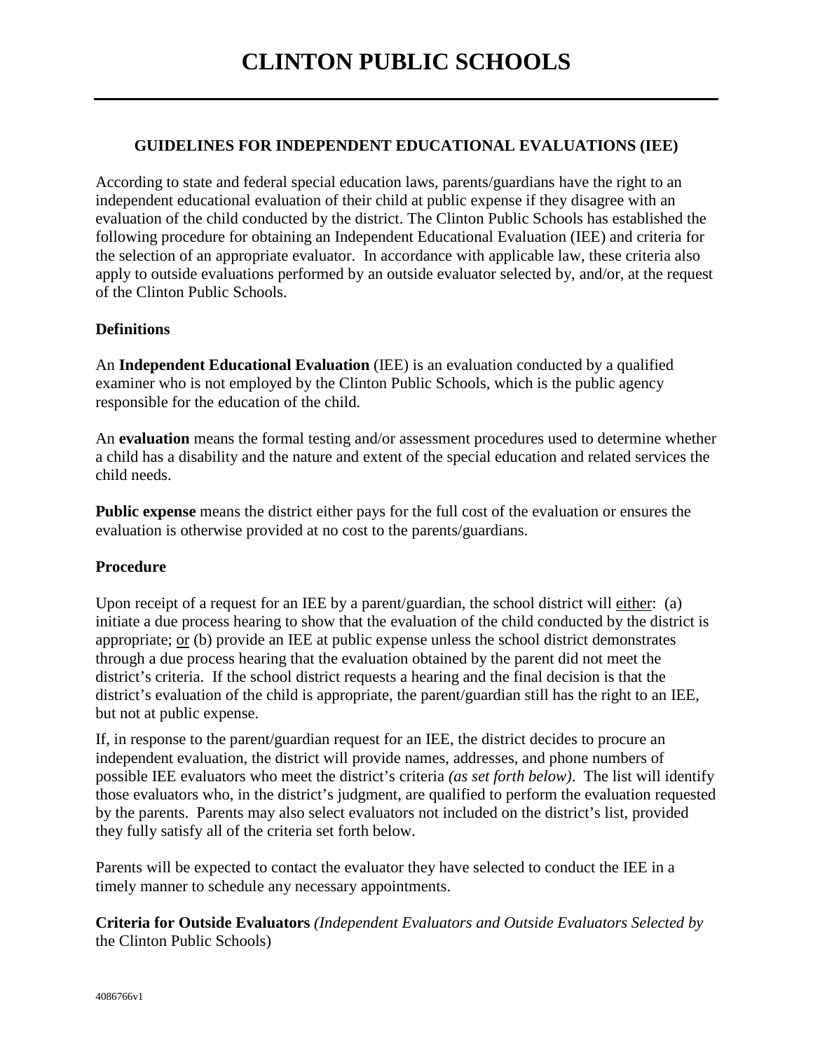# CLINTON PUBLIC SCHOOLS

## GUIDELINES FOR INDEPENDENT EDUCATIONAL EVALUATIONS (IEE)

According to state and federal special education laws, parents/guardians have the right to an independent educational evaluation of their child at public expense if they disagree with an evaluation of the child conducted by the district. The Clinton Public Schools has established the following procedure for obtaining an Independent Educational Evaluation (IEE) and criteria for the selection of an appropriate evaluator. In accordance with applicable law, these criteria also apply to outside evaluations performed by an outside evaluator selected by, and/or, at the request of the Clinton Public Schools.

### Definitions

An **Independent Educational Evaluation** (IEE) is an evaluation conducted by a qualified examiner who is not employed by the Clinton Public Schools, which is the public agency responsible for the education of the child.

An **evaluation** means the formal testing and/or assessment procedures used to determine whether a child has a disability and the nature and extent of the special education and related services the child needs.

**Public expense** means the district either pays for the full cost of the evaluation or ensures the evaluation is otherwise provided at no cost to the parents/guardians.

### Procedure

Upon receipt of a request for an IEE by a parent/guardian, the school district will either: (a) initiate a due process hearing to show that the evaluation of the child conducted by the district is appropriate; or (b) provide an IEE at public expense unless the school district demonstrates through a due process hearing that the evaluation obtained by the parent did not meet the district's criteria. If the school district requests a hearing and the final decision is that the district's evaluation of the child is appropriate, the parent/guardian still has the right to an IEE, but not at public expense.

If, in response to the parent/guardian request for an IEE, the district decides to procure an independent evaluation, the district will provide names, addresses, and phone numbers of possible IEE evaluators who meet the district's criteria *(as set forth below)*. The list will identify those evaluators who, in the district's judgment, are qualified to perform the evaluation requested by the parents. Parents may also select evaluators not included on the district's list, provided they fully satisfy all of the criteria set forth below.

Parents will be expected to contact the evaluator they have selected to conduct the IEE in a timely manner to schedule any necessary appointments.

**Criteria for Outside Evaluators** *(Independent Evaluators and Outside Evaluators Selected by* the Clinton Public Schools)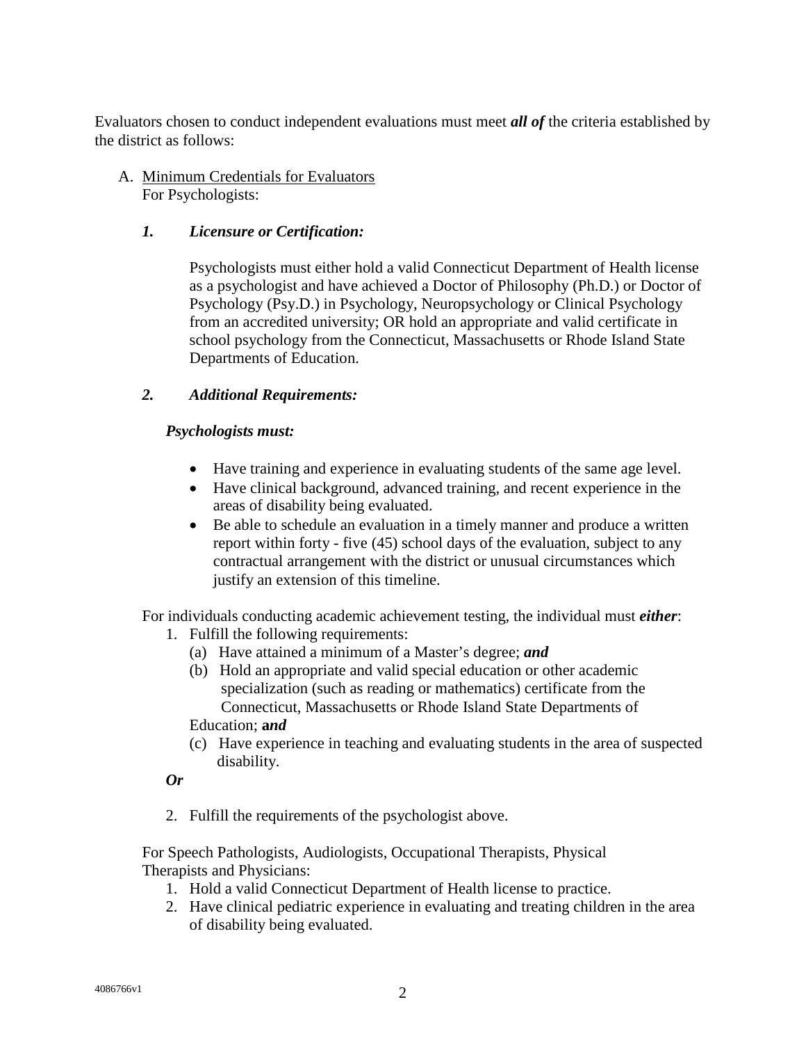Evaluators chosen to conduct independent evaluations must meet ***all of*** the criteria established by the district as follows:

A. Minimum Credentials for Evaluators
   For Psychologists:

   ***1. Licensure or Certification:***

   Psychologists must either hold a valid Connecticut Department of Health license as a psychologist and have achieved a Doctor of Philosophy (Ph.D.) or Doctor of Psychology (Psy.D.) in Psychology, Neuropsychology or Clinical Psychology from an accredited university; OR hold an appropriate and valid certificate in school psychology from the Connecticut, Massachusetts or Rhode Island State Departments of Education.

   ***2. Additional Requirements:***

   ***Psychologists must:***

   - Have training and experience in evaluating students of the same age level.
   - Have clinical background, advanced training, and recent experience in the areas of disability being evaluated.
   - Be able to schedule an evaluation in a timely manner and produce a written report within forty - five (45) school days of the evaluation, subject to any contractual arrangement with the district or unusual circumstances which justify an extension of this timeline.

   For individuals conducting academic achievement testing, the individual must ***either***:

   1. Fulfill the following requirements:
      (a) Have attained a minimum of a Master's degree; ***and***
      (b) Hold an appropriate and valid special education or other academic specialization (such as reading or mathematics) certificate from the Connecticut, Massachusetts or Rhode Island State Departments of Education; ***and***
      (c) Have experience in teaching and evaluating students in the area of suspected disability.

   ***Or***

   2. Fulfill the requirements of the psychologist above.

   For Speech Pathologists, Audiologists, Occupational Therapists, Physical Therapists and Physicians:

   1. Hold a valid Connecticut Department of Health license to practice.
   2. Have clinical pediatric experience in evaluating and treating children in the area of disability being evaluated.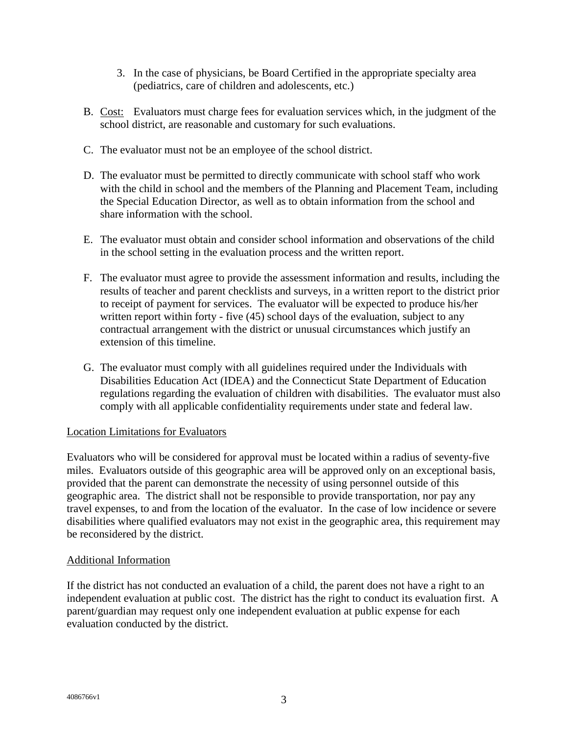3. In the case of physicians, be Board Certified in the appropriate specialty area (pediatrics, care of children and adolescents, etc.)

B. <u>Cost:</u> Evaluators must charge fees for evaluation services which, in the judgment of the school district, are reasonable and customary for such evaluations.

C. The evaluator must not be an employee of the school district.

D. The evaluator must be permitted to directly communicate with school staff who work with the child in school and the members of the Planning and Placement Team, including the Special Education Director, as well as to obtain information from the school and share information with the school.

E. The evaluator must obtain and consider school information and observations of the child in the school setting in the evaluation process and the written report.

F. The evaluator must agree to provide the assessment information and results, including the results of teacher and parent checklists and surveys, in a written report to the district prior to receipt of payment for services. The evaluator will be expected to produce his/her written report within forty - five (45) school days of the evaluation, subject to any contractual arrangement with the district or unusual circumstances which justify an extension of this timeline.

G. The evaluator must comply with all guidelines required under the Individuals with Disabilities Education Act (IDEA) and the Connecticut State Department of Education regulations regarding the evaluation of children with disabilities. The evaluator must also comply with all applicable confidentiality requirements under state and federal law.

<u>Location Limitations for Evaluators</u>

Evaluators who will be considered for approval must be located within a radius of seventy-five miles. Evaluators outside of this geographic area will be approved only on an exceptional basis, provided that the parent can demonstrate the necessity of using personnel outside of this geographic area. The district shall not be responsible to provide transportation, nor pay any travel expenses, to and from the location of the evaluator. In the case of low incidence or severe disabilities where qualified evaluators may not exist in the geographic area, this requirement may be reconsidered by the district.

<u>Additional Information</u>

If the district has not conducted an evaluation of a child, the parent does not have a right to an independent evaluation at public cost. The district has the right to conduct its evaluation first. A parent/guardian may request only one independent evaluation at public expense for each evaluation conducted by the district.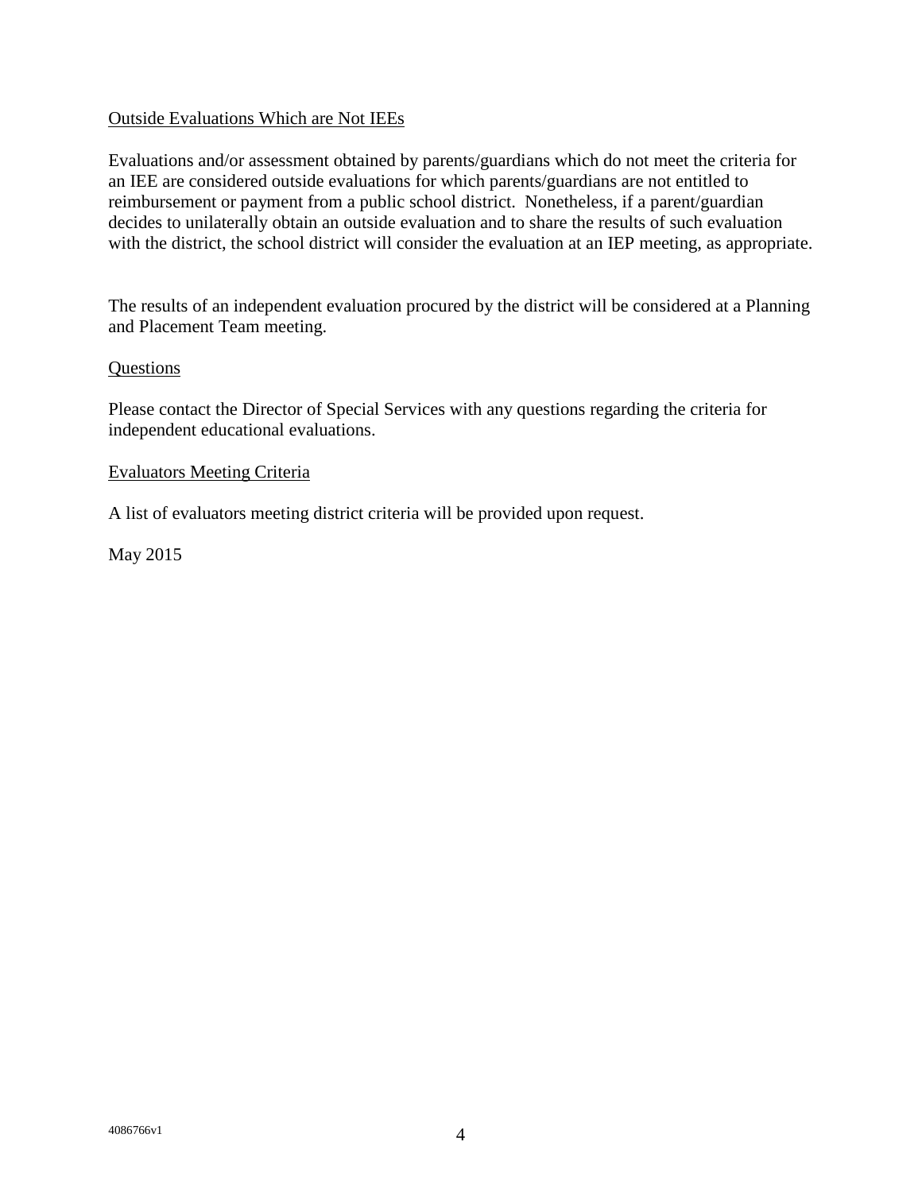Outside Evaluations Which are Not IEEs

Evaluations and/or assessment obtained by parents/guardians which do not meet the criteria for an IEE are considered outside evaluations for which parents/guardians are not entitled to reimbursement or payment from a public school district. Nonetheless, if a parent/guardian decides to unilaterally obtain an outside evaluation and to share the results of such evaluation with the district, the school district will consider the evaluation at an IEP meeting, as appropriate.

The results of an independent evaluation procured by the district will be considered at a Planning and Placement Team meeting.

Questions

Please contact the Director of Special Services with any questions regarding the criteria for independent educational evaluations.

Evaluators Meeting Criteria

A list of evaluators meeting district criteria will be provided upon request.

May 2015